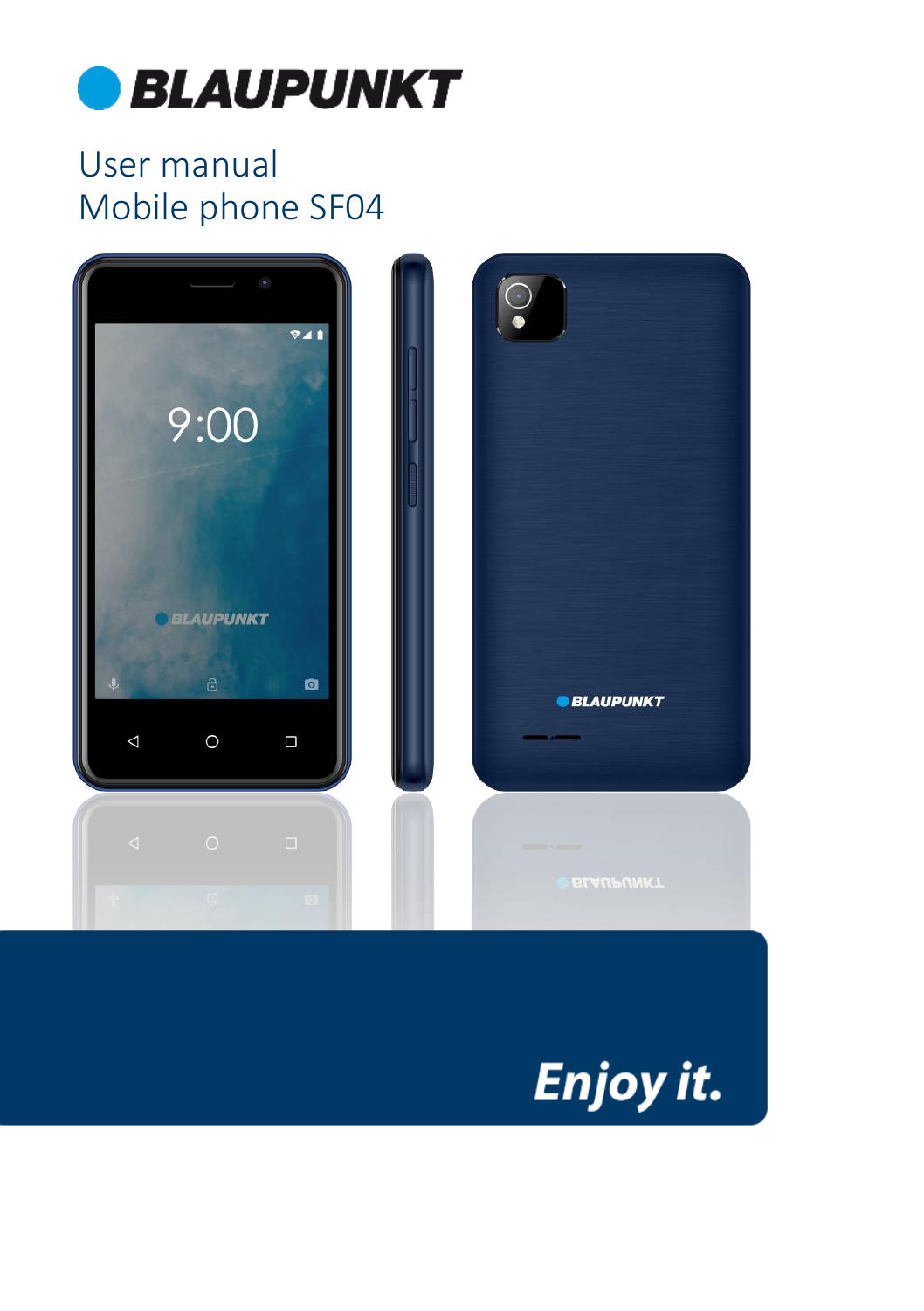# BLAUPUNKT

User manual
Mobile phone SF04

Enjoy it.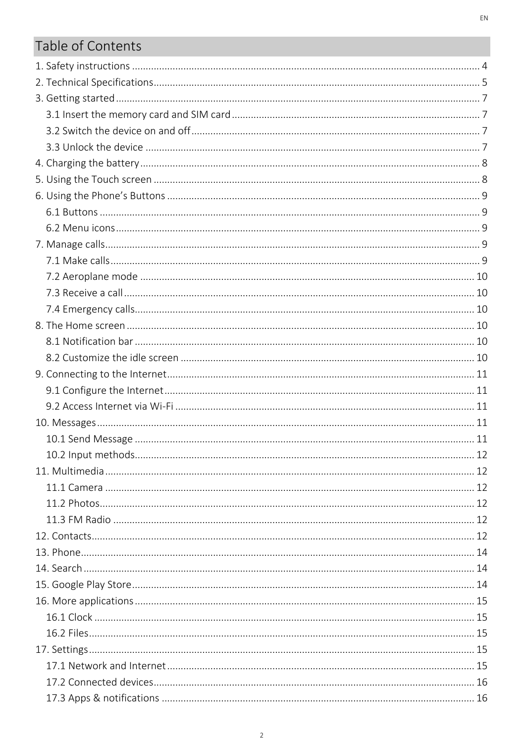# Table of Contents

1. Safety instructions ... 4
2. Technical Specifications ... 5
3. Getting started ... 7
   - 3.1 Insert the memory card and SIM card ... 7
   - 3.2 Switch the device on and off ... 7
   - 3.3 Unlock the device ... 7
4. Charging the battery ... 8
5. Using the Touch screen ... 8
6. Using the Phone's Buttons ... 9
   - 6.1 Buttons ... 9
   - 6.2 Menu icons ... 9
7. Manage calls ... 9
   - 7.1 Make calls ... 9
   - 7.2 Aeroplane mode ... 10
   - 7.3 Receive a call ... 10
   - 7.4 Emergency calls ... 10
8. The Home screen ... 10
   - 8.1 Notification bar ... 10
   - 8.2 Customize the idle screen ... 10
9. Connecting to the Internet ... 11
   - 9.1 Configure the Internet ... 11
   - 9.2 Access Internet via Wi-Fi ... 11
10. Messages ... 11
    - 10.1 Send Message ... 11
    - 10.2 Input methods ... 12
11. Multimedia ... 12
    - 11.1 Camera ... 12
    - 11.2 Photos ... 12
    - 11.3 FM Radio ... 12
12. Contacts ... 12
13. Phone ... 14
14. Search ... 14
15. Google Play Store ... 14
16. More applications ... 15
    - 16.1 Clock ... 15
    - 16.2 Files ... 15
17. Settings ... 15
    - 17.1 Network and Internet ... 15
    - 17.2 Connected devices ... 16
    - 17.3 Apps & notifications ... 16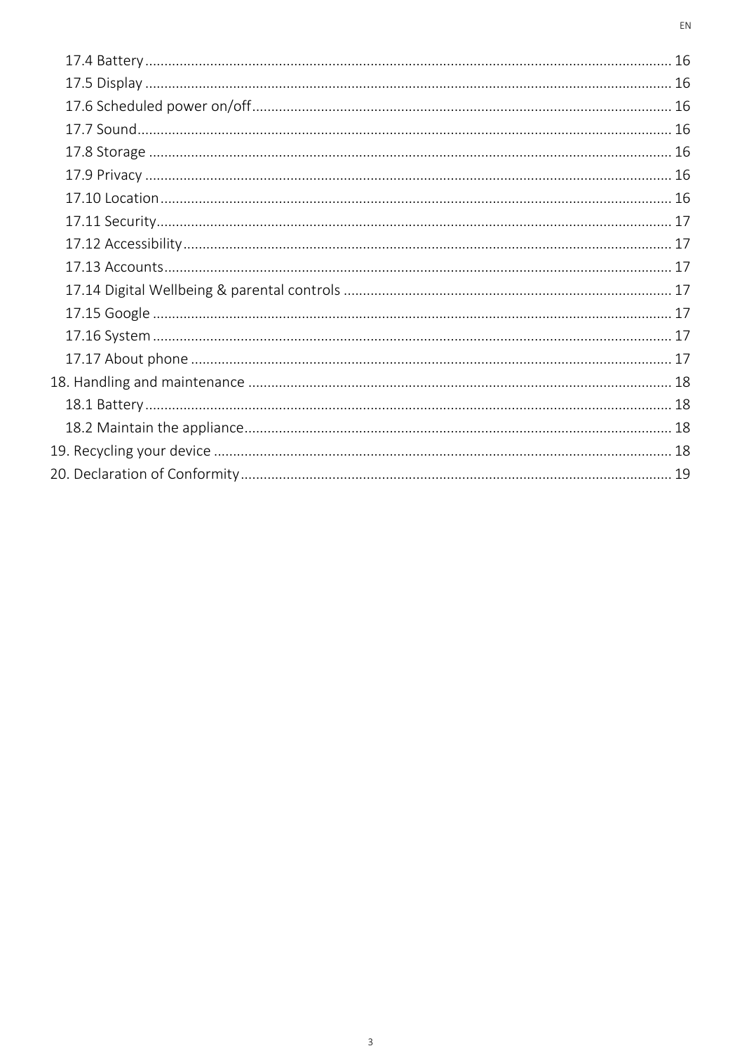17.4 Battery ........................................................................................................................................ 16
17.5 Display ........................................................................................................................................ 16
17.6 Scheduled power on/off ............................................................................................................ 16
17.7 Sound .......................................................................................................................................... 16
17.8 Storage ....................................................................................................................................... 16
17.9 Privacy ........................................................................................................................................ 16
17.10 Location .................................................................................................................................... 16
17.11 Security ..................................................................................................................................... 17
17.12 Accessibility .............................................................................................................................. 17
17.13 Accounts ................................................................................................................................... 17
17.14 Digital Wellbeing & parental controls ..................................................................................... 17
17.15 Google ...................................................................................................................................... 17
17.16 System ...................................................................................................................................... 17
17.17 About phone ............................................................................................................................ 17
18. Handling and maintenance ............................................................................................................. 18
18.1 Battery ........................................................................................................................................ 18
18.2 Maintain the appliance ............................................................................................................... 18
19. Recycling your device ....................................................................................................................... 18
20. Declaration of Conformity ................................................................................................................ 19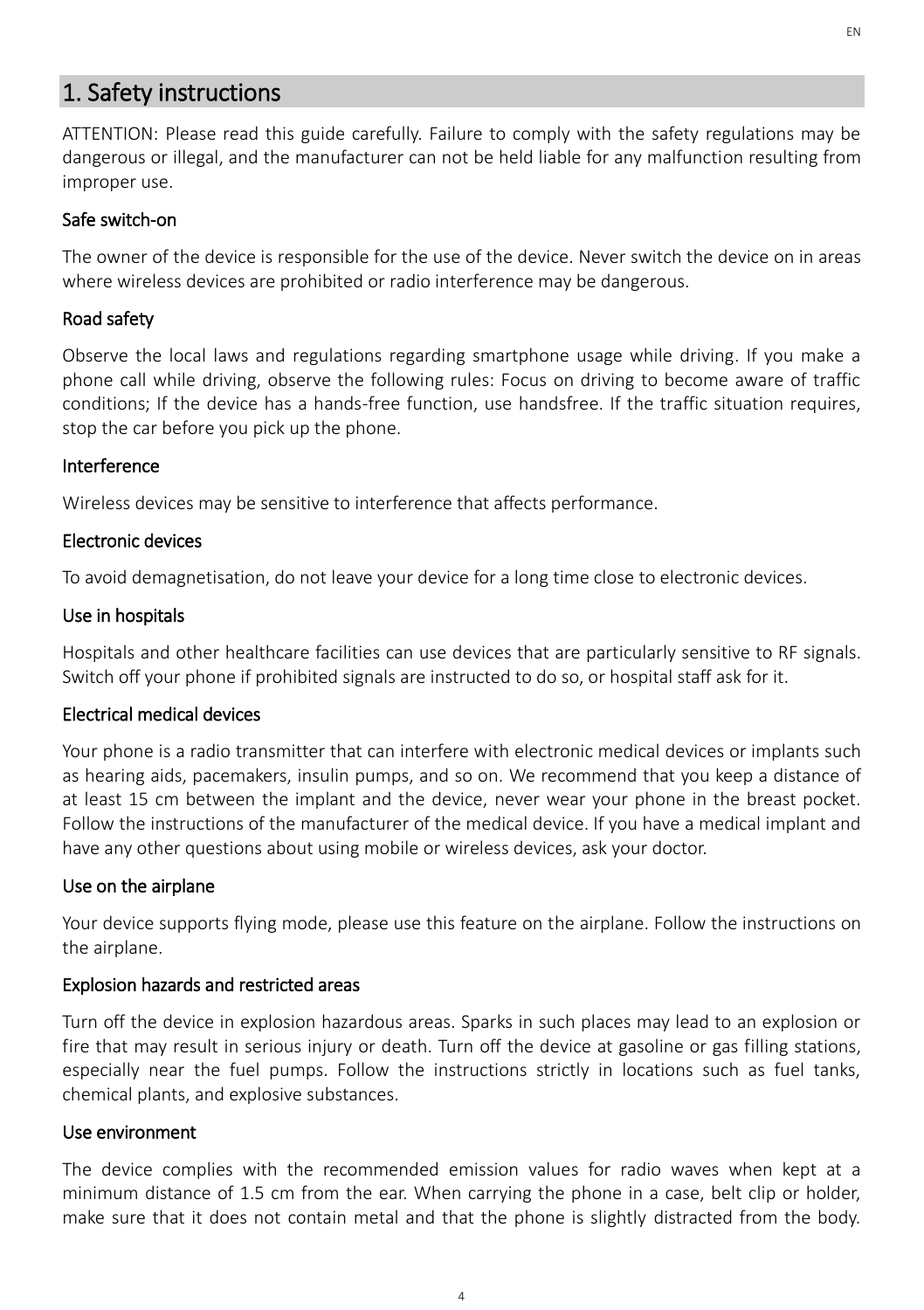## 1. Safety instructions

ATTENTION: Please read this guide carefully. Failure to comply with the safety regulations may be dangerous or illegal, and the manufacturer can not be held liable for any malfunction resulting from improper use.

### Safe switch-on

The owner of the device is responsible for the use of the device. Never switch the device on in areas where wireless devices are prohibited or radio interference may be dangerous.

### Road safety

Observe the local laws and regulations regarding smartphone usage while driving. If you make a phone call while driving, observe the following rules: Focus on driving to become aware of traffic conditions; If the device has a hands-free function, use handsfree. If the traffic situation requires, stop the car before you pick up the phone.

### Interference

Wireless devices may be sensitive to interference that affects performance.

### Electronic devices

To avoid demagnetisation, do not leave your device for a long time close to electronic devices.

### Use in hospitals

Hospitals and other healthcare facilities can use devices that are particularly sensitive to RF signals. Switch off your phone if prohibited signals are instructed to do so, or hospital staff ask for it.

### Electrical medical devices

Your phone is a radio transmitter that can interfere with electronic medical devices or implants such as hearing aids, pacemakers, insulin pumps, and so on. We recommend that you keep a distance of at least 15 cm between the implant and the device, never wear your phone in the breast pocket. Follow the instructions of the manufacturer of the medical device. If you have a medical implant and have any other questions about using mobile or wireless devices, ask your doctor.

### Use on the airplane

Your device supports flying mode, please use this feature on the airplane. Follow the instructions on the airplane.

### Explosion hazards and restricted areas

Turn off the device in explosion hazardous areas. Sparks in such places may lead to an explosion or fire that may result in serious injury or death. Turn off the device at gasoline or gas filling stations, especially near the fuel pumps. Follow the instructions strictly in locations such as fuel tanks, chemical plants, and explosive substances.

### Use environment

The device complies with the recommended emission values for radio waves when kept at a minimum distance of 1.5 cm from the ear. When carrying the phone in a case, belt clip or holder, make sure that it does not contain metal and that the phone is slightly distracted from the body.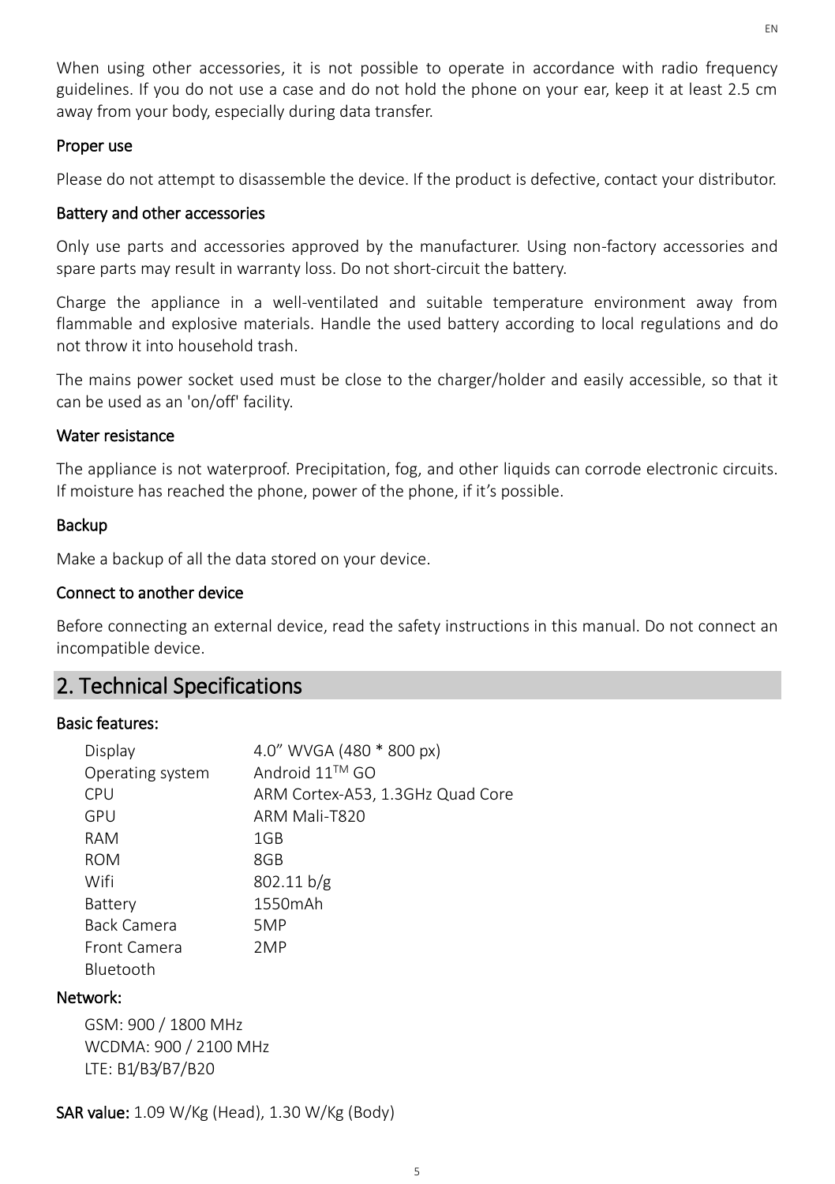When using other accessories, it is not possible to operate in accordance with radio frequency guidelines. If you do not use a case and do not hold the phone on your ear, keep it at least 2.5 cm away from your body, especially during data transfer.

Proper use

Please do not attempt to disassemble the device. If the product is defective, contact your distributor.

Battery and other accessories

Only use parts and accessories approved by the manufacturer. Using non-factory accessories and spare parts may result in warranty loss. Do not short-circuit the battery.

Charge the appliance in a well-ventilated and suitable temperature environment away from flammable and explosive materials. Handle the used battery according to local regulations and do not throw it into household trash.

The mains power socket used must be close to the charger/holder and easily accessible, so that it can be used as an 'on/off' facility.

Water resistance

The appliance is not waterproof. Precipitation, fog, and other liquids can corrode electronic circuits. If moisture has reached the phone, power of the phone, if it's possible.

Backup

Make a backup of all the data stored on your device.

Connect to another device

Before connecting an external device, read the safety instructions in this manual. Do not connect an incompatible device.

## 2. Technical Specifications

Basic features:

| | |
|---|---|
| Display | 4.0" WVGA (480 * 800 px) |
| Operating system | Android 11™ GO |
| CPU | ARM Cortex-A53, 1.3GHz Quad Core |
| GPU | ARM Mali-T820 |
| RAM | 1GB |
| ROM | 8GB |
| Wifi | 802.11 b/g |
| Battery | 1550mAh |
| Back Camera | 5MP |
| Front Camera | 2MP |
| Bluetooth | |

Network:

GSM: 900 / 1800 MHz
WCDMA: 900 / 2100 MHz
LTE: B1/B3/B7/B20

SAR value: 1.09 W/Kg (Head), 1.30 W/Kg (Body)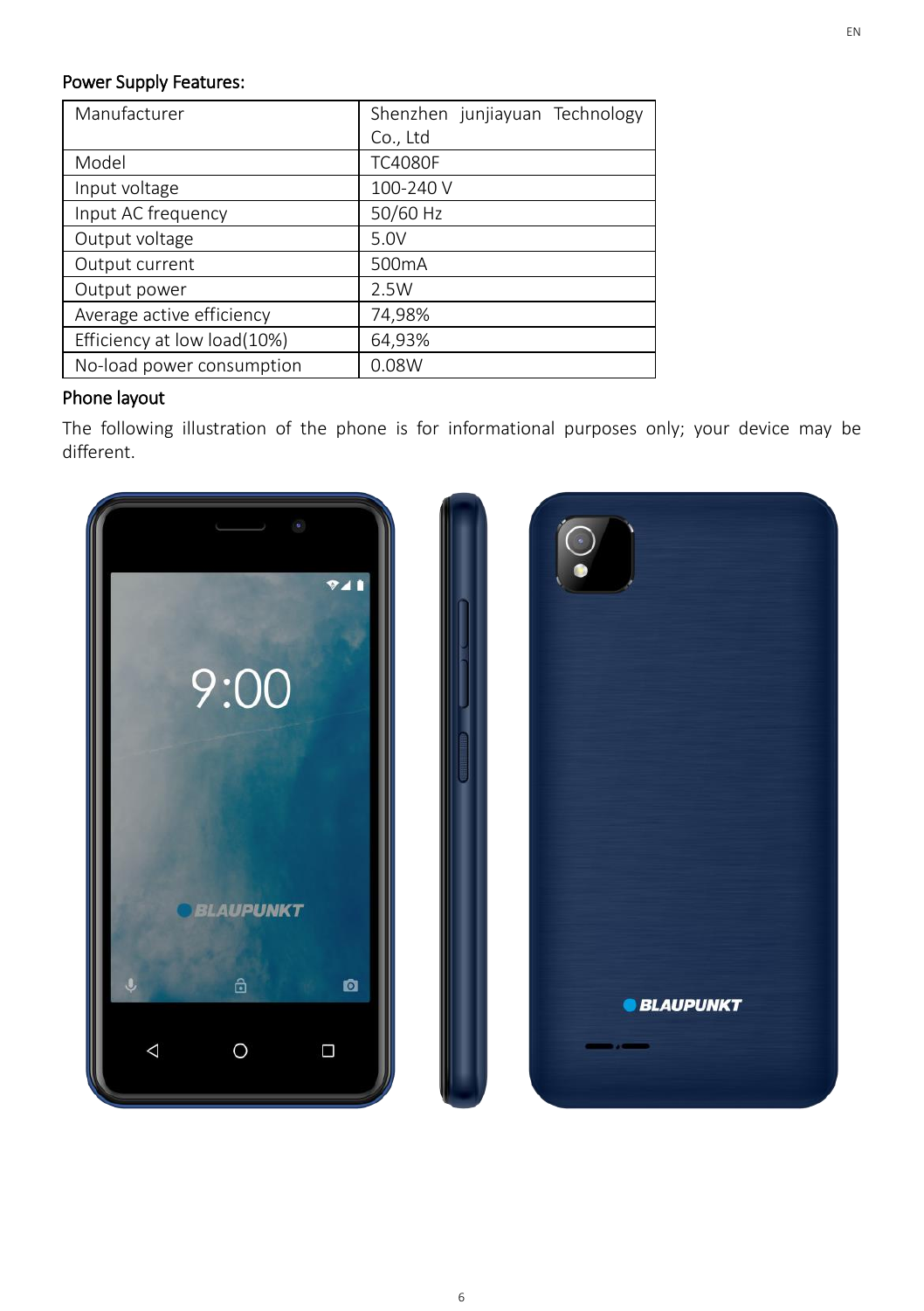## Power Supply Features:

| Manufacturer | Shenzhen junjiayuan Technology Co., Ltd |
|---|---|
| Model | TC4080F |
| Input voltage | 100-240 V |
| Input AC frequency | 50/60 Hz |
| Output voltage | 5.0V |
| Output current | 500mA |
| Output power | 2.5W |
| Average active efficiency | 74,98% |
| Efficiency at low load(10%) | 64,93% |
| No-load power consumption | 0.08W |

## Phone layout

The following illustration of the phone is for informational purposes only; your device may be different.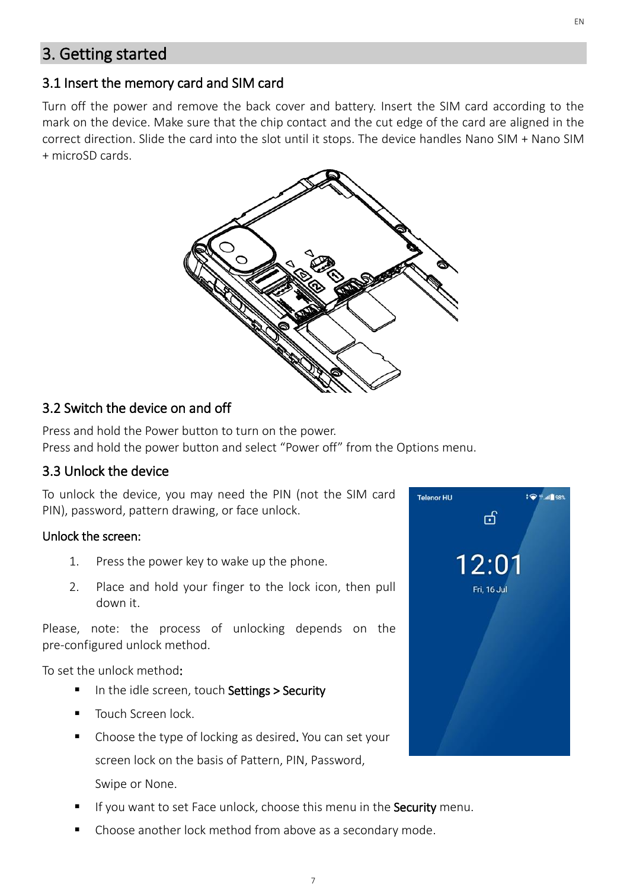# 3. Getting started

## 3.1 Insert the memory card and SIM card

Turn off the power and remove the back cover and battery. Insert the SIM card according to the mark on the device. Make sure that the chip contact and the cut edge of the card are aligned in the correct direction. Slide the card into the slot until it stops. The device handles Nano SIM + Nano SIM + microSD cards.

## 3.2 Switch the device on and off

Press and hold the Power button to turn on the power.
Press and hold the power button and select "Power off" from the Options menu.

## 3.3 Unlock the device

To unlock the device, you may need the PIN (not the SIM card PIN), password, pattern drawing, or face unlock.

### Unlock the screen:

1. Press the power key to wake up the phone.
2. Place and hold your finger to the lock icon, then pull down it.

Please, note: the process of unlocking depends on the pre-configured unlock method.

To set the unlock method:

- In the idle screen, touch Settings > Security
- Touch Screen lock.
- Choose the type of locking as desired. You can set your screen lock on the basis of Pattern, PIN, Password, Swipe or None.
- If you want to set Face unlock, choose this menu in the Security menu.
- Choose another lock method from above as a secondary mode.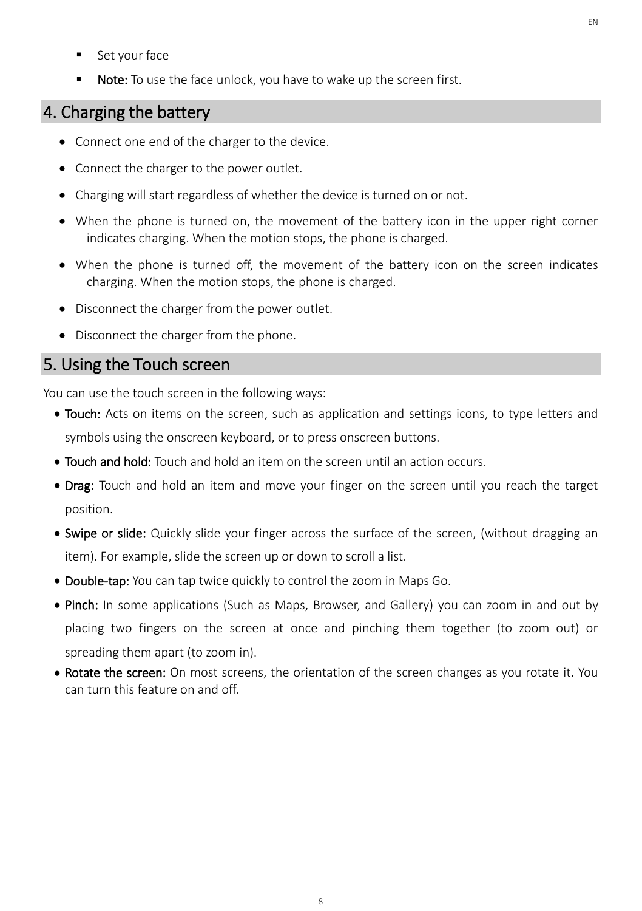- Set your face
- **Note:** To use the face unlock, you have to wake up the screen first.

## 4. Charging the battery

- Connect one end of the charger to the device.
- Connect the charger to the power outlet.
- Charging will start regardless of whether the device is turned on or not.
- When the phone is turned on, the movement of the battery icon in the upper right corner indicates charging. When the motion stops, the phone is charged.
- When the phone is turned off, the movement of the battery icon on the screen indicates charging. When the motion stops, the phone is charged.
- Disconnect the charger from the power outlet.
- Disconnect the charger from the phone.

## 5. Using the Touch screen

You can use the touch screen in the following ways:

- **Touch:** Acts on items on the screen, such as application and settings icons, to type letters and symbols using the onscreen keyboard, or to press onscreen buttons.
- **Touch and hold:** Touch and hold an item on the screen until an action occurs.
- **Drag:** Touch and hold an item and move your finger on the screen until you reach the target position.
- **Swipe or slide:** Quickly slide your finger across the surface of the screen, (without dragging an item). For example, slide the screen up or down to scroll a list.
- **Double-tap:** You can tap twice quickly to control the zoom in Maps Go.
- **Pinch:** In some applications (Such as Maps, Browser, and Gallery) you can zoom in and out by placing two fingers on the screen at once and pinching them together (to zoom out) or spreading them apart (to zoom in).
- **Rotate the screen:** On most screens, the orientation of the screen changes as you rotate it. You can turn this feature on and off.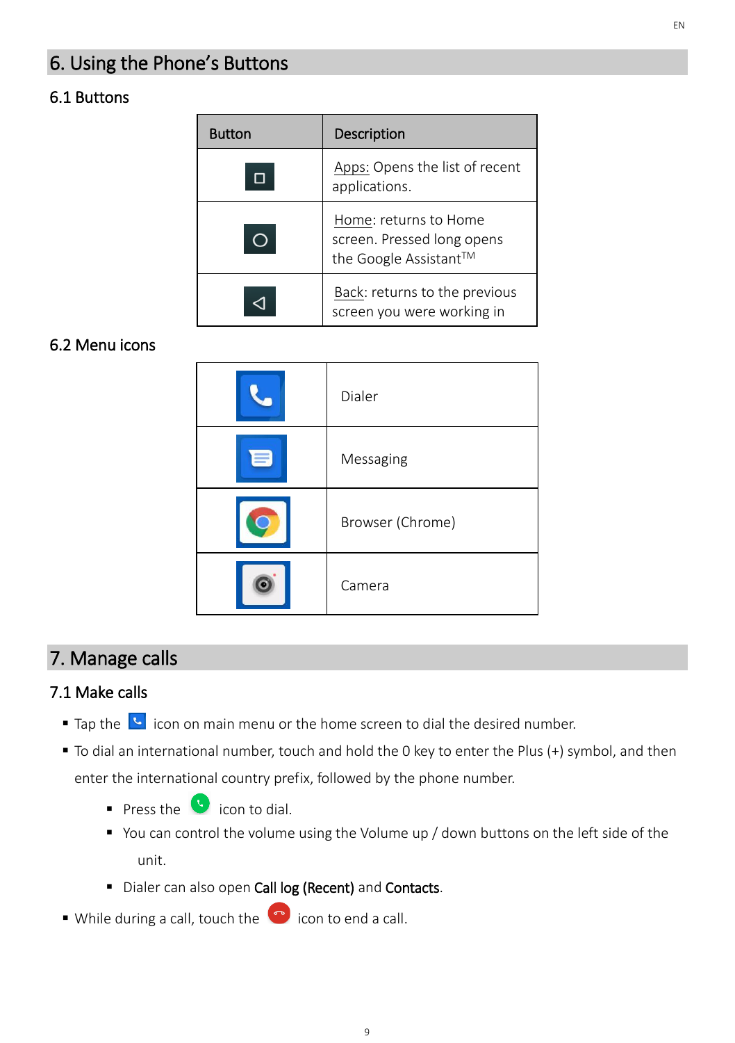# 6. Using the Phone's Buttons

## 6.1 Buttons

| Button | Description |
|---|---|
| ◻ | Apps: Opens the list of recent applications. |
| ○ | Home: returns to Home screen. Pressed long opens the Google Assistant™ |
| ◁ | Back: returns to the previous screen you were working in |

## 6.2 Menu icons

| | |
|---|---|
| | Dialer |
| | Messaging |
| | Browser (Chrome) |
| | Camera |

# 7. Manage calls

## 7.1 Make calls

- Tap the icon on main menu or the home screen to dial the desired number.
- To dial an international number, touch and hold the 0 key to enter the Plus (+) symbol, and then enter the international country prefix, followed by the phone number.
  - Press the icon to dial.
  - You can control the volume using the Volume up / down buttons on the left side of the unit.
  - Dialer can also open **Call log (Recent)** and **Contacts**.
- While during a call, touch the icon to end a call.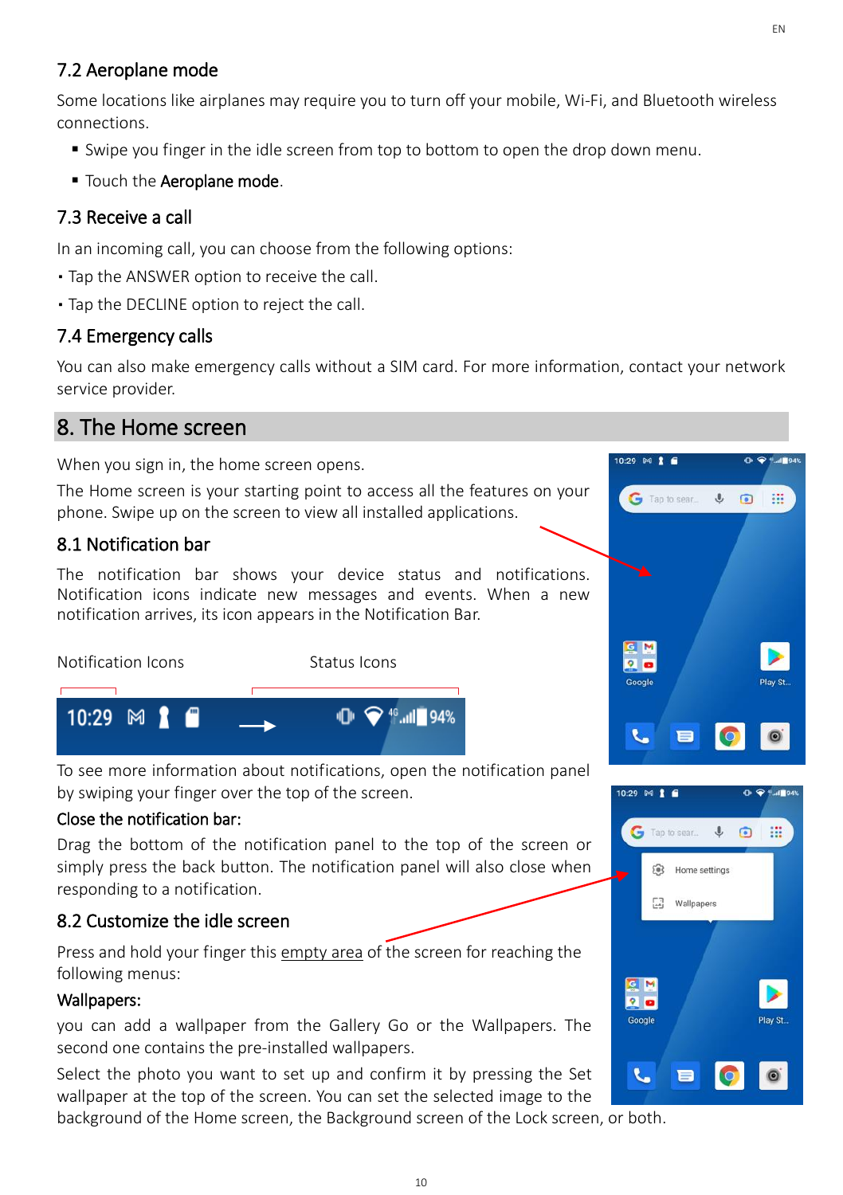## 7.2 Aeroplane mode

Some locations like airplanes may require you to turn off your mobile, Wi-Fi, and Bluetooth wireless connections.

- Swipe you finger in the idle screen from top to bottom to open the drop down menu.
- Touch the **Aeroplane mode**.

## 7.3 Receive a call

In an incoming call, you can choose from the following options:

- Tap the ANSWER option to receive the call.
- Tap the DECLINE option to reject the call.

## 7.4 Emergency calls

You can also make emergency calls without a SIM card. For more information, contact your network service provider.

# 8. The Home screen

When you sign in, the home screen opens.

The Home screen is your starting point to access all the features on your phone. Swipe up on the screen to view all installed applications.

## 8.1 Notification bar

The notification bar shows your device status and notifications. Notification icons indicate new messages and events. When a new notification arrives, its icon appears in the Notification Bar.

Notification Icons Status Icons

To see more information about notifications, open the notification panel by swiping your finger over the top of the screen.

**Close the notification bar:**

Drag the bottom of the notification panel to the top of the screen or simply press the back button. The notification panel will also close when responding to a notification.

## 8.2 Customize the idle screen

Press and hold your finger this empty area of the screen for reaching the following menus:

**Wallpapers:**

you can add a wallpaper from the Gallery Go or the Wallpapers. The second one contains the pre-installed wallpapers.

Select the photo you want to set up and confirm it by pressing the Set wallpaper at the top of the screen. You can set the selected image to the background of the Home screen, the Background screen of the Lock screen, or both.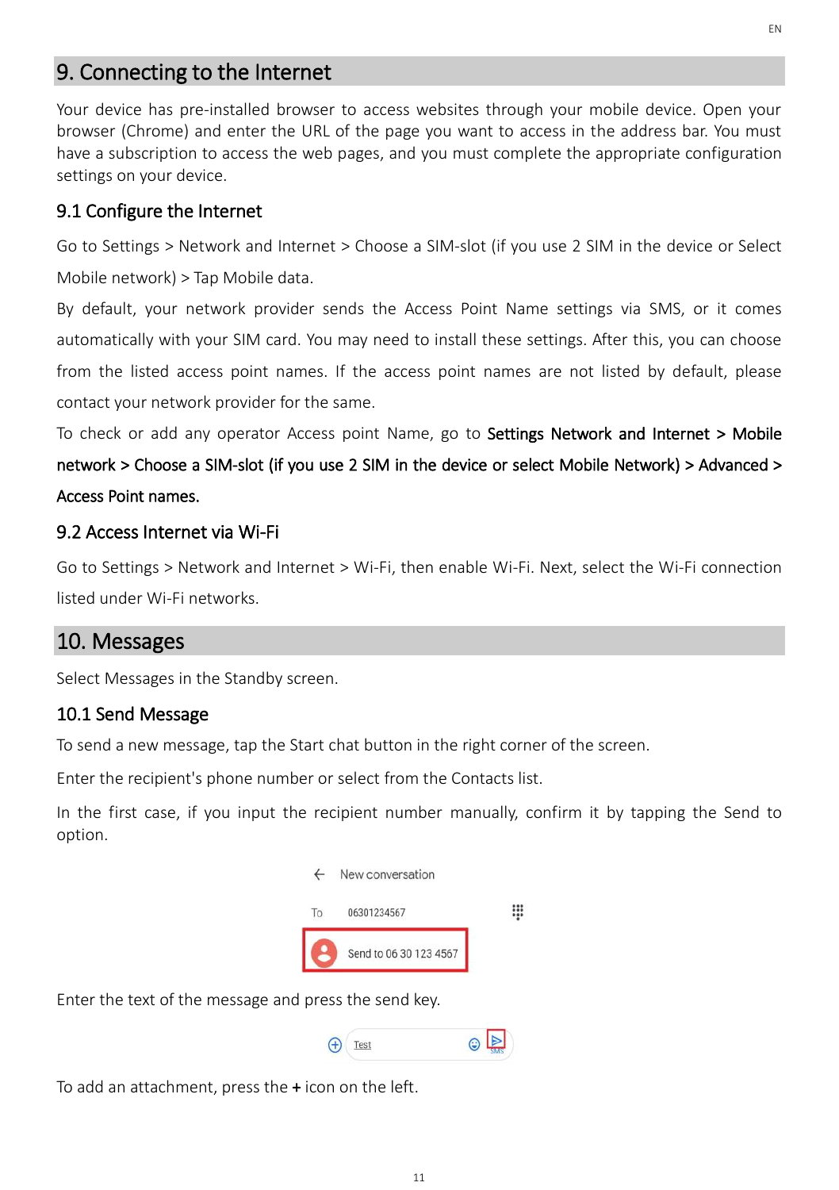## 9. Connecting to the Internet

Your device has pre-installed browser to access websites through your mobile device. Open your browser (Chrome) and enter the URL of the page you want to access in the address bar. You must have a subscription to access the web pages, and you must complete the appropriate configuration settings on your device.

### 9.1 Configure the Internet

Go to Settings > Network and Internet > Choose a SIM-slot (if you use 2 SIM in the device or Select Mobile network) > Tap Mobile data.

By default, your network provider sends the Access Point Name settings via SMS, or it comes automatically with your SIM card. You may need to install these settings. After this, you can choose from the listed access point names. If the access point names are not listed by default, please contact your network provider for the same.

To check or add any operator Access point Name, go to **Settings Network and Internet > Mobile network > Choose a SIM-slot (if you use 2 SIM in the device or select Mobile Network) > Advanced > Access Point names.**

### 9.2 Access Internet via Wi-Fi

Go to Settings > Network and Internet > Wi-Fi, then enable Wi-Fi. Next, select the Wi-Fi connection listed under Wi-Fi networks.

## 10. Messages

Select Messages in the Standby screen.

### 10.1 Send Message

To send a new message, tap the Start chat button in the right corner of the screen.

Enter the recipient's phone number or select from the Contacts list.

In the first case, if you input the recipient number manually, confirm it by tapping the Send to option.

Enter the text of the message and press the send key.

To add an attachment, press the **+** icon on the left.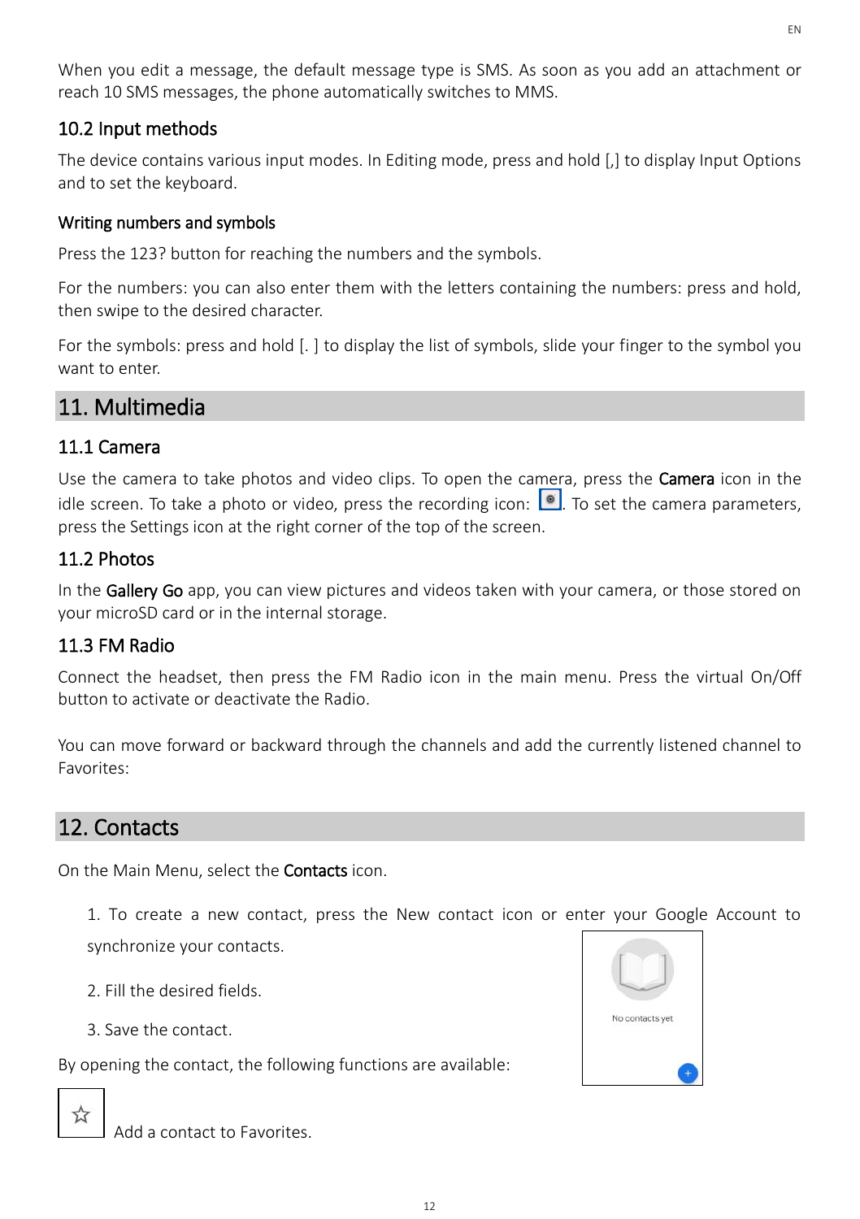When you edit a message, the default message type is SMS. As soon as you add an attachment or reach 10 SMS messages, the phone automatically switches to MMS.

### 10.2 Input methods

The device contains various input modes. In Editing mode, press and hold [,] to display Input Options and to set the keyboard.

#### Writing numbers and symbols

Press the 123? button for reaching the numbers and the symbols.

For the numbers: you can also enter them with the letters containing the numbers: press and hold, then swipe to the desired character.

For the symbols: press and hold [. ] to display the list of symbols, slide your finger to the symbol you want to enter.

## 11. Multimedia

### 11.1 Camera

Use the camera to take photos and video clips. To open the camera, press the **Camera** icon in the idle screen. To take a photo or video, press the recording icon: . To set the camera parameters, press the Settings icon at the right corner of the top of the screen.

### 11.2 Photos

In the **Gallery Go** app, you can view pictures and videos taken with your camera, or those stored on your microSD card or in the internal storage.

### 11.3 FM Radio

Connect the headset, then press the FM Radio icon in the main menu. Press the virtual On/Off button to activate or deactivate the Radio.

You can move forward or backward through the channels and add the currently listened channel to Favorites:

## 12. Contacts

On the Main Menu, select the **Contacts** icon.

1. To create a new contact, press the New contact icon or enter your Google Account to synchronize your contacts.
2. Fill the desired fields.
3. Save the contact.

No contacts yet

By opening the contact, the following functions are available:

☆ Add a contact to Favorites.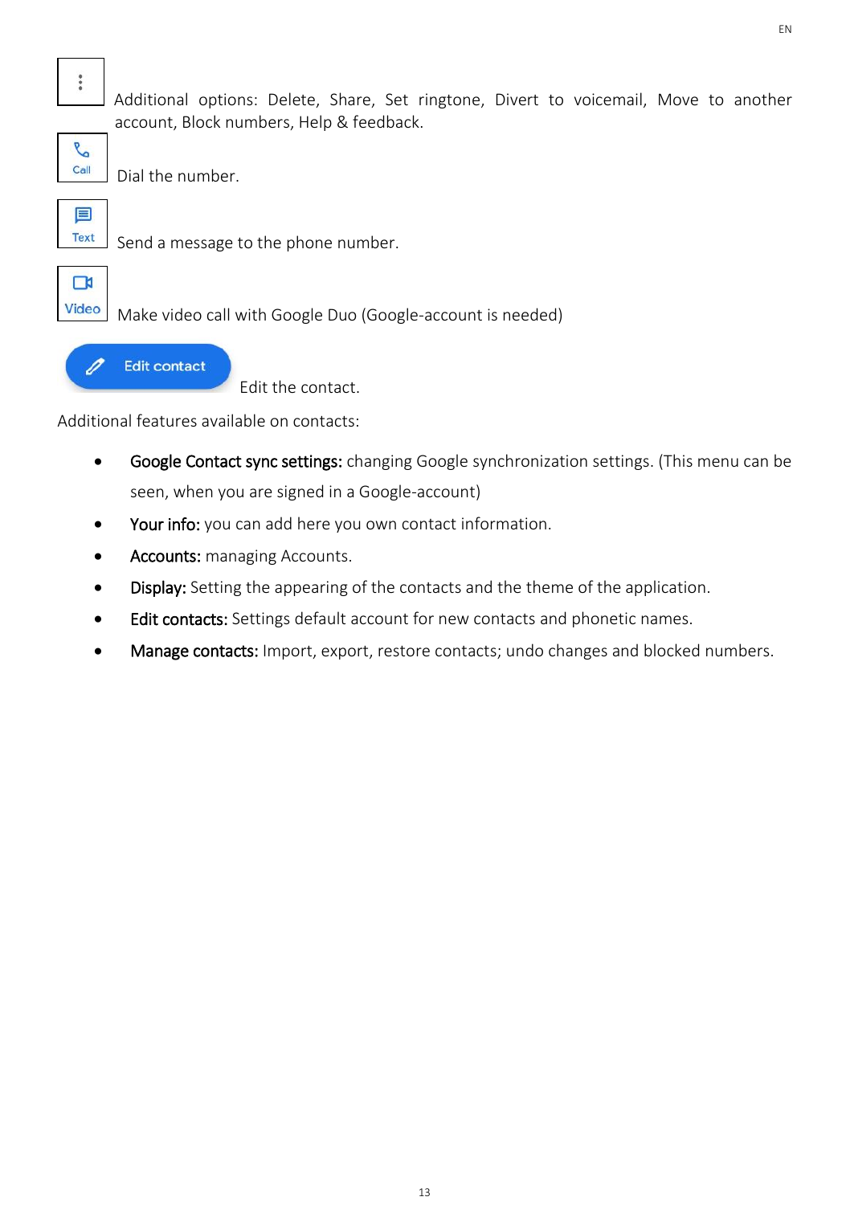⋮ Additional options: Delete, Share, Set ringtone, Divert to voicemail, Move to another account, Block numbers, Help & feedback.

Call — Dial the number.

Text — Send a message to the phone number.

Video — Make video call with Google Duo (Google-account is needed)

Edit contact — Edit the contact.

Additional features available on contacts:

- **Google Contact sync settings:** changing Google synchronization settings. (This menu can be seen, when you are signed in a Google-account)
- **Your info:** you can add here you own contact information.
- **Accounts:** managing Accounts.
- **Display:** Setting the appearing of the contacts and the theme of the application.
- **Edit contacts:** Settings default account for new contacts and phonetic names.
- **Manage contacts:** Import, export, restore contacts; undo changes and blocked numbers.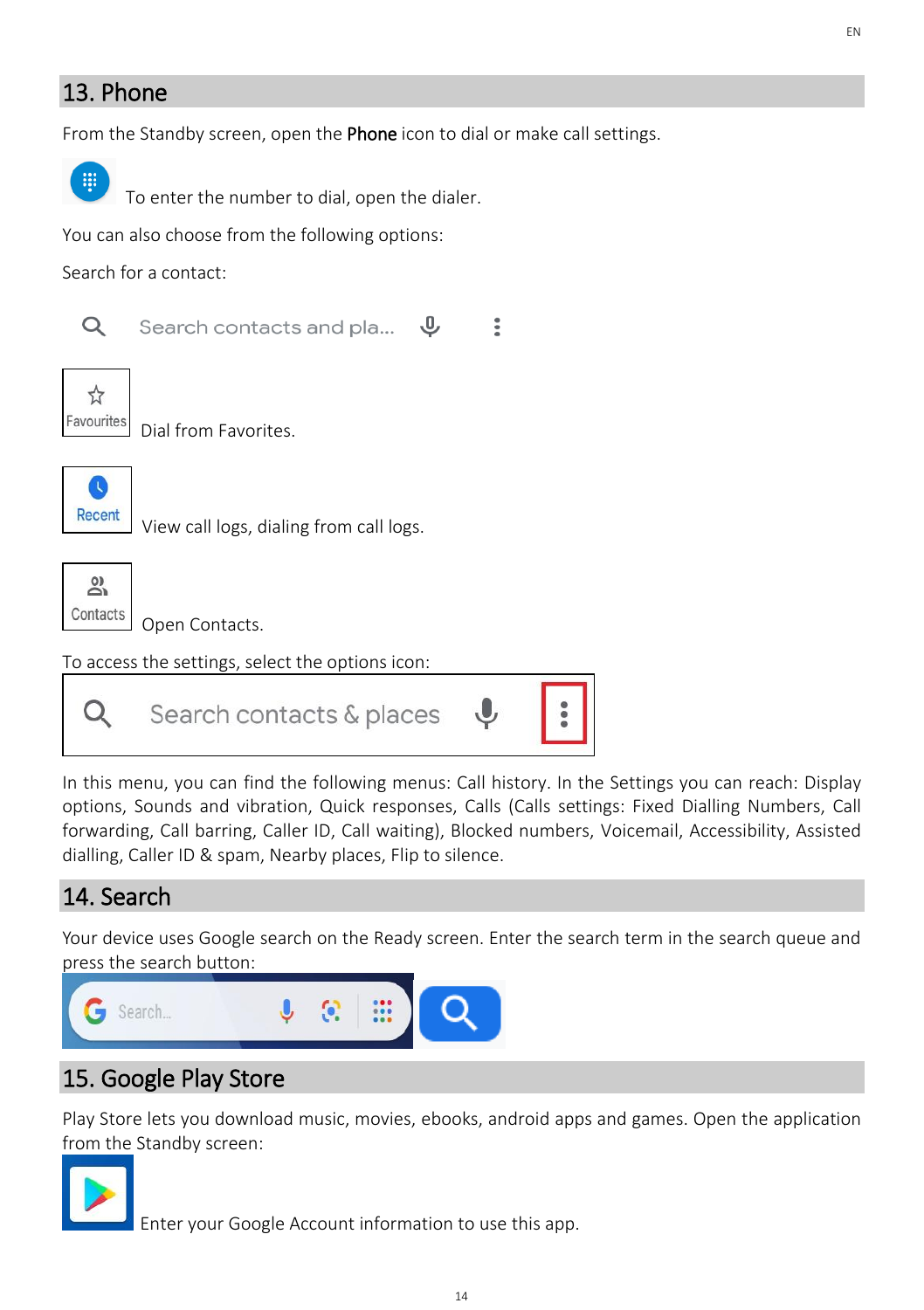## 13. Phone

From the Standby screen, open the **Phone** icon to dial or make call settings.

To enter the number to dial, open the dialer.

You can also choose from the following options:

Search for a contact:

Dial from Favorites.

View call logs, dialing from call logs.

Open Contacts.

To access the settings, select the options icon:

In this menu, you can find the following menus: Call history. In the Settings you can reach: Display options, Sounds and vibration, Quick responses, Calls (Calls settings: Fixed Dialling Numbers, Call forwarding, Call barring, Caller ID, Call waiting), Blocked numbers, Voicemail, Accessibility, Assisted dialling, Caller ID & spam, Nearby places, Flip to silence.

## 14. Search

Your device uses Google search on the Ready screen. Enter the search term in the search queue and press the search button:

## 15. Google Play Store

Play Store lets you download music, movies, ebooks, android apps and games. Open the application from the Standby screen:

Enter your Google Account information to use this app.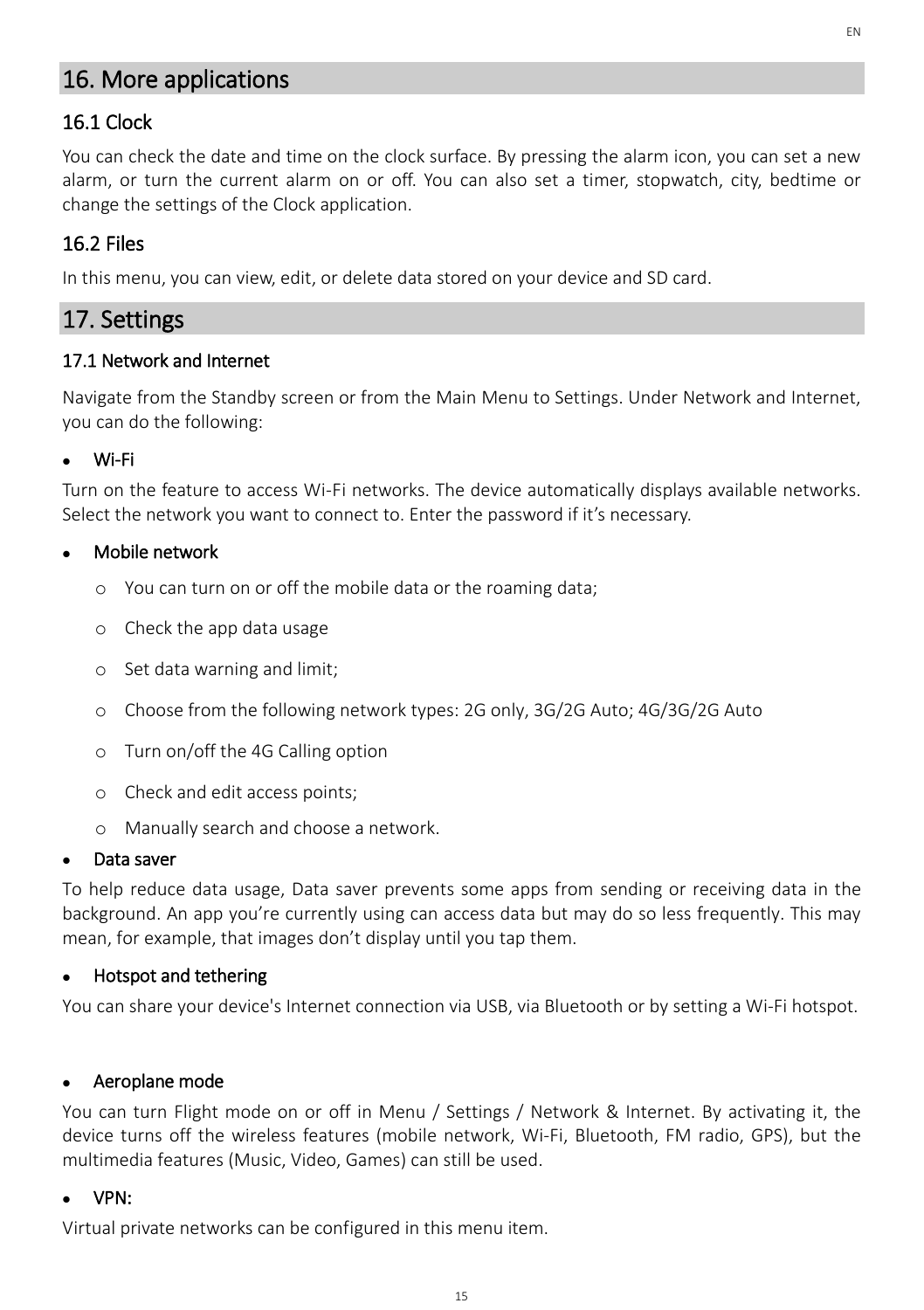# 16. More applications

## 16.1 Clock

You can check the date and time on the clock surface. By pressing the alarm icon, you can set a new alarm, or turn the current alarm on or off. You can also set a timer, stopwatch, city, bedtime or change the settings of the Clock application.

## 16.2 Files

In this menu, you can view, edit, or delete data stored on your device and SD card.

# 17. Settings

### 17.1 Network and Internet

Navigate from the Standby screen or from the Main Menu to Settings. Under Network and Internet, you can do the following:

- Wi-Fi

Turn on the feature to access Wi-Fi networks. The device automatically displays available networks. Select the network you want to connect to. Enter the password if it’s necessary.

- Mobile network
  - You can turn on or off the mobile data or the roaming data;
  - Check the app data usage
  - Set data warning and limit;
  - Choose from the following network types: 2G only, 3G/2G Auto; 4G/3G/2G Auto
  - Turn on/off the 4G Calling option
  - Check and edit access points;
  - Manually search and choose a network.
- Data saver

To help reduce data usage, Data saver prevents some apps from sending or receiving data in the background. An app you’re currently using can access data but may do so less frequently. This may mean, for example, that images don’t display until you tap them.

- Hotspot and tethering

You can share your device's Internet connection via USB, via Bluetooth or by setting a Wi-Fi hotspot.

- Aeroplane mode

You can turn Flight mode on or off in Menu / Settings / Network & Internet. By activating it, the device turns off the wireless features (mobile network, Wi-Fi, Bluetooth, FM radio, GPS), but the multimedia features (Music, Video, Games) can still be used.

- VPN:

Virtual private networks can be configured in this menu item.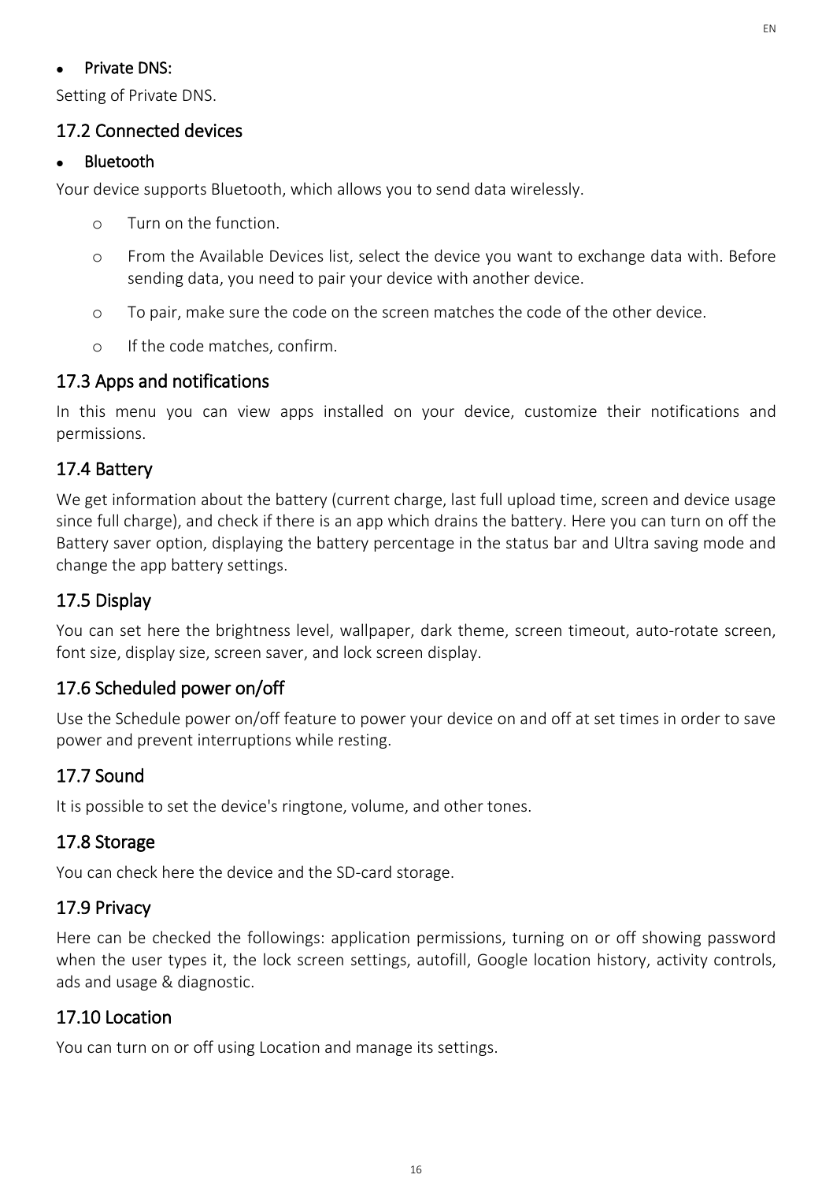- **Private DNS:**

Setting of Private DNS.

## 17.2 Connected devices

- **Bluetooth**

Your device supports Bluetooth, which allows you to send data wirelessly.

  - Turn on the function.
  - From the Available Devices list, select the device you want to exchange data with. Before sending data, you need to pair your device with another device.
  - To pair, make sure the code on the screen matches the code of the other device.
  - If the code matches, confirm.

## 17.3 Apps and notifications

In this menu you can view apps installed on your device, customize their notifications and permissions.

## 17.4 Battery

We get information about the battery (current charge, last full upload time, screen and device usage since full charge), and check if there is an app which drains the battery. Here you can turn on off the Battery saver option, displaying the battery percentage in the status bar and Ultra saving mode and change the app battery settings.

## 17.5 Display

You can set here the brightness level, wallpaper, dark theme, screen timeout, auto-rotate screen, font size, display size, screen saver, and lock screen display.

## 17.6 Scheduled power on/off

Use the Schedule power on/off feature to power your device on and off at set times in order to save power and prevent interruptions while resting.

## 17.7 Sound

It is possible to set the device's ringtone, volume, and other tones.

## 17.8 Storage

You can check here the device and the SD-card storage.

## 17.9 Privacy

Here can be checked the followings: application permissions, turning on or off showing password when the user types it, the lock screen settings, autofill, Google location history, activity controls, ads and usage & diagnostic.

## 17.10 Location

You can turn on or off using Location and manage its settings.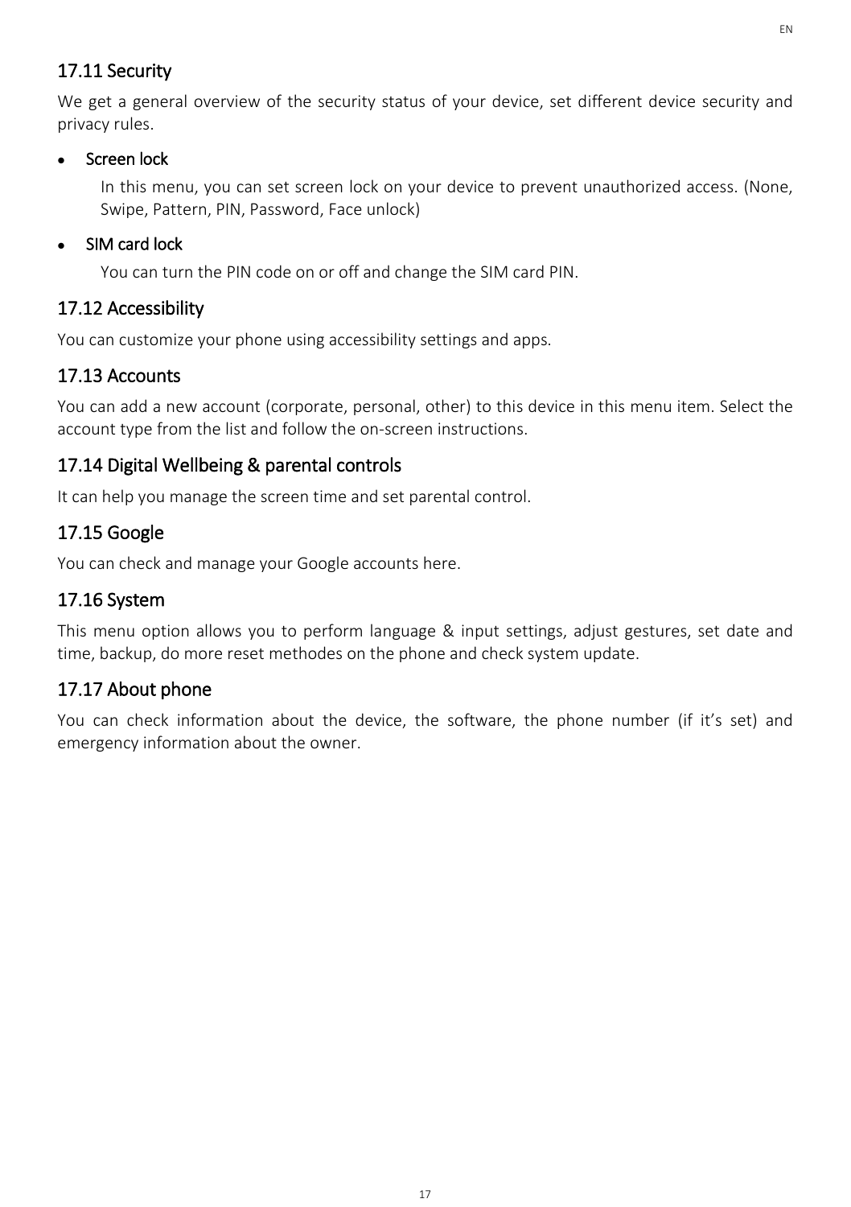## 17.11 Security

We get a general overview of the security status of your device, set different device security and privacy rules.

- Screen lock

  In this menu, you can set screen lock on your device to prevent unauthorized access. (None, Swipe, Pattern, PIN, Password, Face unlock)

- SIM card lock

  You can turn the PIN code on or off and change the SIM card PIN.

## 17.12 Accessibility

You can customize your phone using accessibility settings and apps.

## 17.13 Accounts

You can add a new account (corporate, personal, other) to this device in this menu item. Select the account type from the list and follow the on-screen instructions.

## 17.14 Digital Wellbeing & parental controls

It can help you manage the screen time and set parental control.

## 17.15 Google

You can check and manage your Google accounts here.

## 17.16 System

This menu option allows you to perform language & input settings, adjust gestures, set date and time, backup, do more reset methodes on the phone and check system update.

## 17.17 About phone

You can check information about the device, the software, the phone number (if it's set) and emergency information about the owner.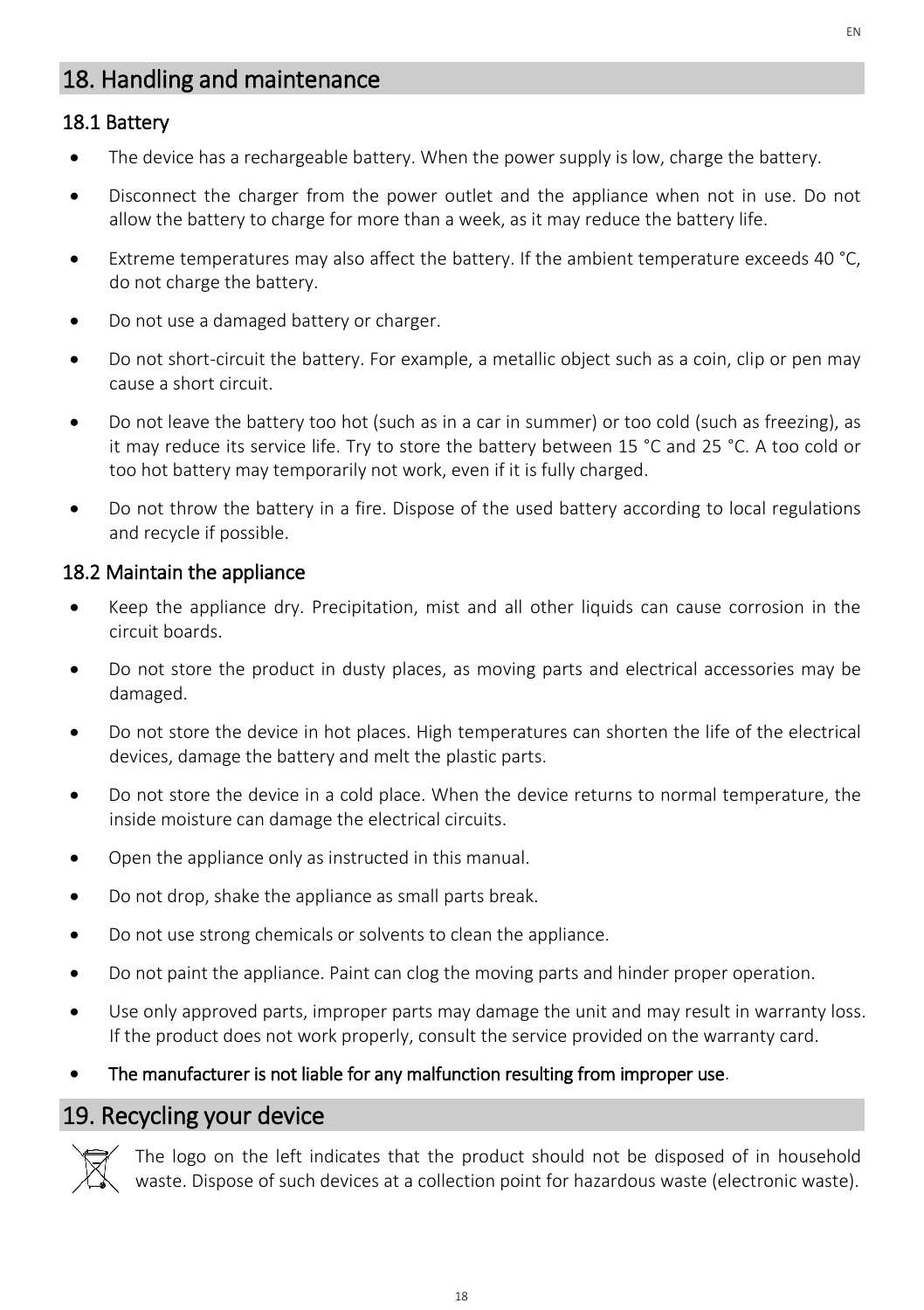## 18. Handling and maintenance

### 18.1 Battery

- The device has a rechargeable battery. When the power supply is low, charge the battery.
- Disconnect the charger from the power outlet and the appliance when not in use. Do not allow the battery to charge for more than a week, as it may reduce the battery life.
- Extreme temperatures may also affect the battery. If the ambient temperature exceeds 40 °C, do not charge the battery.
- Do not use a damaged battery or charger.
- Do not short-circuit the battery. For example, a metallic object such as a coin, clip or pen may cause a short circuit.
- Do not leave the battery too hot (such as in a car in summer) or too cold (such as freezing), as it may reduce its service life. Try to store the battery between 15 °C and 25 °C. A too cold or too hot battery may temporarily not work, even if it is fully charged.
- Do not throw the battery in a fire. Dispose of the used battery according to local regulations and recycle if possible.

### 18.2 Maintain the appliance

- Keep the appliance dry. Precipitation, mist and all other liquids can cause corrosion in the circuit boards.
- Do not store the product in dusty places, as moving parts and electrical accessories may be damaged.
- Do not store the device in hot places. High temperatures can shorten the life of the electrical devices, damage the battery and melt the plastic parts.
- Do not store the device in a cold place. When the device returns to normal temperature, the inside moisture can damage the electrical circuits.
- Open the appliance only as instructed in this manual.
- Do not drop, shake the appliance as small parts break.
- Do not use strong chemicals or solvents to clean the appliance.
- Do not paint the appliance. Paint can clog the moving parts and hinder proper operation.
- Use only approved parts, improper parts may damage the unit and may result in warranty loss. If the product does not work properly, consult the service provided on the warranty card.
- **The manufacturer is not liable for any malfunction resulting from improper use**.

## 19. Recycling your device

The logo on the left indicates that the product should not be disposed of in household waste. Dispose of such devices at a collection point for hazardous waste (electronic waste).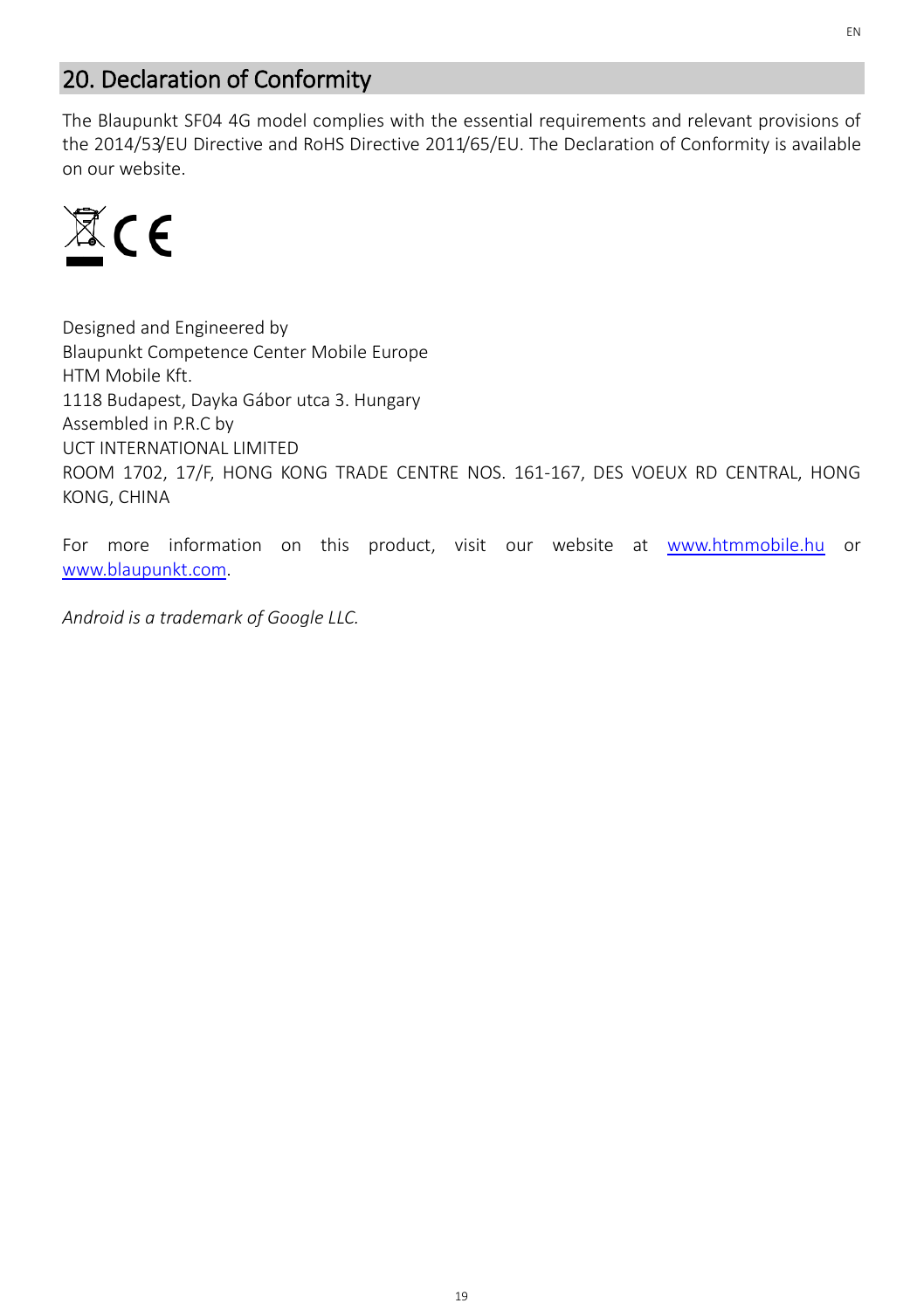## 20. Declaration of Conformity

The Blaupunkt SF04 4G model complies with the essential requirements and relevant provisions of the 2014/53/EU Directive and RoHS Directive 2011/65/EU. The Declaration of Conformity is available on our website.

Designed and Engineered by
Blaupunkt Competence Center Mobile Europe
HTM Mobile Kft.
1118 Budapest, Dayka Gábor utca 3. Hungary
Assembled in P.R.C by
UCT INTERNATIONAL LIMITED
ROOM 1702, 17/F, HONG KONG TRADE CENTRE NOS. 161-167, DES VOEUX RD CENTRAL, HONG KONG, CHINA

For more information on this product, visit our website at www.htmmobile.hu or www.blaupunkt.com.

*Android is a trademark of Google LLC.*